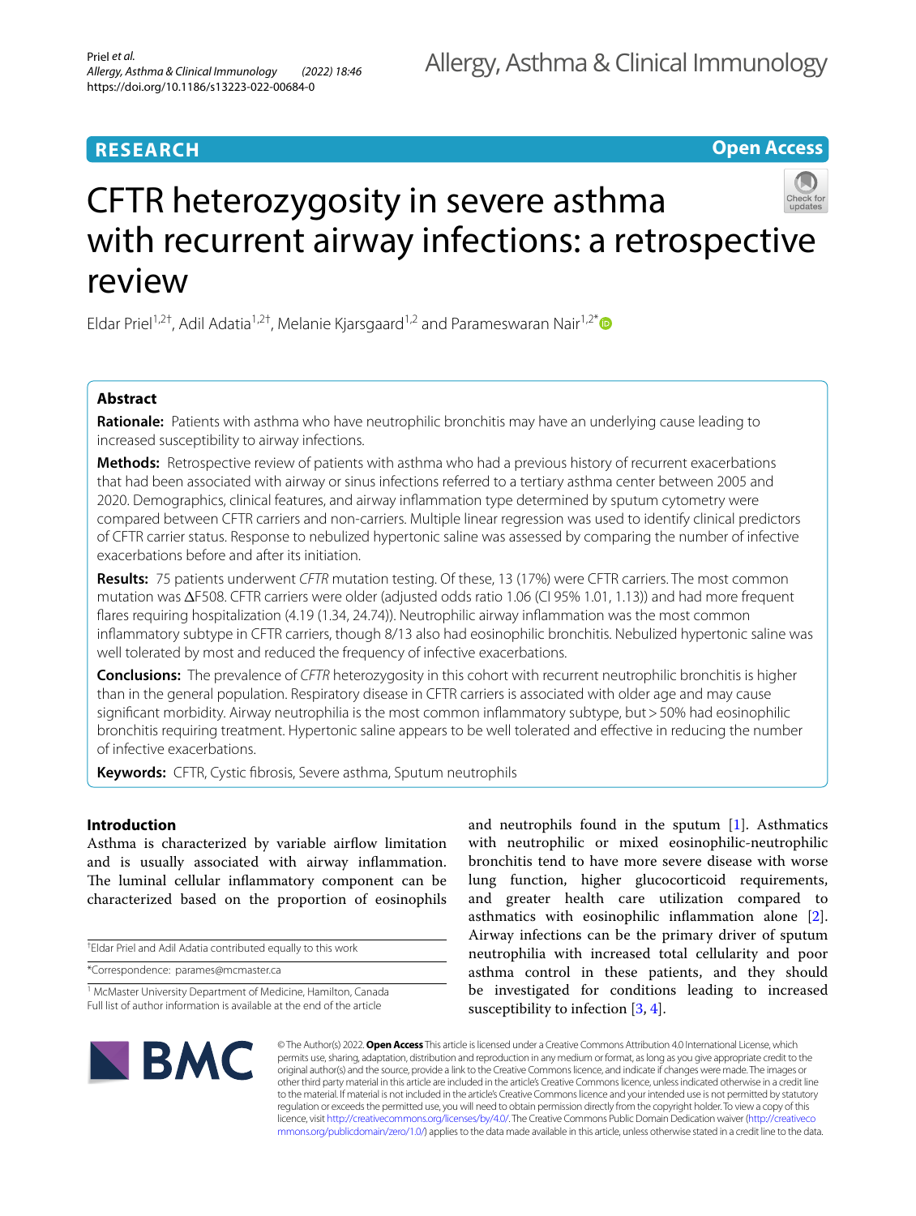RESEARCH

Open Access

# CFTR heterozygosity in severe asthma with recurrent airway infections: a retrospective review

Eldar Priel[1,2†], Adil Adatia[1,2†], Melanie Kjarsgaard[1,2] and Parameswaran Nair[1,2*]

## Abstract

**Rationale:** Patients with asthma who have neutrophilic bronchitis may have an underlying cause leading to increased susceptibility to airway infections.

**Methods:** Retrospective review of patients with asthma who had a previous history of recurrent exacerbations that had been associated with airway or sinus infections referred to a tertiary asthma center between 2005 and 2020. Demographics, clinical features, and airway inflammation type determined by sputum cytometry were compared between CFTR carriers and non-carriers. Multiple linear regression was used to identify clinical predictors of CFTR carrier status. Response to nebulized hypertonic saline was assessed by comparing the number of infective exacerbations before and after its initiation.

**Results:** 75 patients underwent *CFTR* mutation testing. Of these, 13 (17%) were CFTR carriers. The most common mutation was ΔF508. CFTR carriers were older (adjusted odds ratio 1.06 (CI 95% 1.01, 1.13)) and had more frequent flares requiring hospitalization (4.19 (1.34, 24.74)). Neutrophilic airway inflammation was the most common inflammatory subtype in CFTR carriers, though 8/13 also had eosinophilic bronchitis. Nebulized hypertonic saline was well tolerated by most and reduced the frequency of infective exacerbations.

**Conclusions:** The prevalence of *CFTR* heterozygosity in this cohort with recurrent neutrophilic bronchitis is higher than in the general population. Respiratory disease in CFTR carriers is associated with older age and may cause significant morbidity. Airway neutrophilia is the most common inflammatory subtype, but > 50% had eosinophilic bronchitis requiring treatment. Hypertonic saline appears to be well tolerated and effective in reducing the number of infective exacerbations.

**Keywords:** CFTR, Cystic fibrosis, Severe asthma, Sputum neutrophils

## Introduction

Asthma is characterized by variable airflow limitation and is usually associated with airway inflammation. The luminal cellular inflammatory component can be characterized based on the proportion of eosinophils and neutrophils found in the sputum [1]. Asthmatics with neutrophilic or mixed eosinophilic-neutrophilic bronchitis tend to have more severe disease with worse lung function, higher glucocorticoid requirements, and greater health care utilization compared to asthmatics with eosinophilic inflammation alone [2]. Airway infections can be the primary driver of sputum neutrophilia with increased total cellularity and poor asthma control in these patients, and they should be investigated for conditions leading to increased susceptibility to infection [3, 4].

†Eldar Priel and Adil Adatia contributed equally to this work

*Correspondence: parames@mcmaster.ca

[1] McMaster University Department of Medicine, Hamilton, Canada
Full list of author information is available at the end of the article

© The Author(s) 2022. **Open Access** This article is licensed under a Creative Commons Attribution 4.0 International License, which permits use, sharing, adaptation, distribution and reproduction in any medium or format, as long as you give appropriate credit to the original author(s) and the source, provide a link to the Creative Commons licence, and indicate if changes were made. The images or other third party material in this article are included in the article's Creative Commons licence, unless indicated otherwise in a credit line to the material. If material is not included in the article's Creative Commons licence and your intended use is not permitted by statutory regulation or exceeds the permitted use, you will need to obtain permission directly from the copyright holder. To view a copy of this licence, visit http://creativecommons.org/licenses/by/4.0/. The Creative Commons Public Domain Dedication waiver (http://creativecommons.org/publicdomain/zero/1.0/) applies to the data made available in this article, unless otherwise stated in a credit line to the data.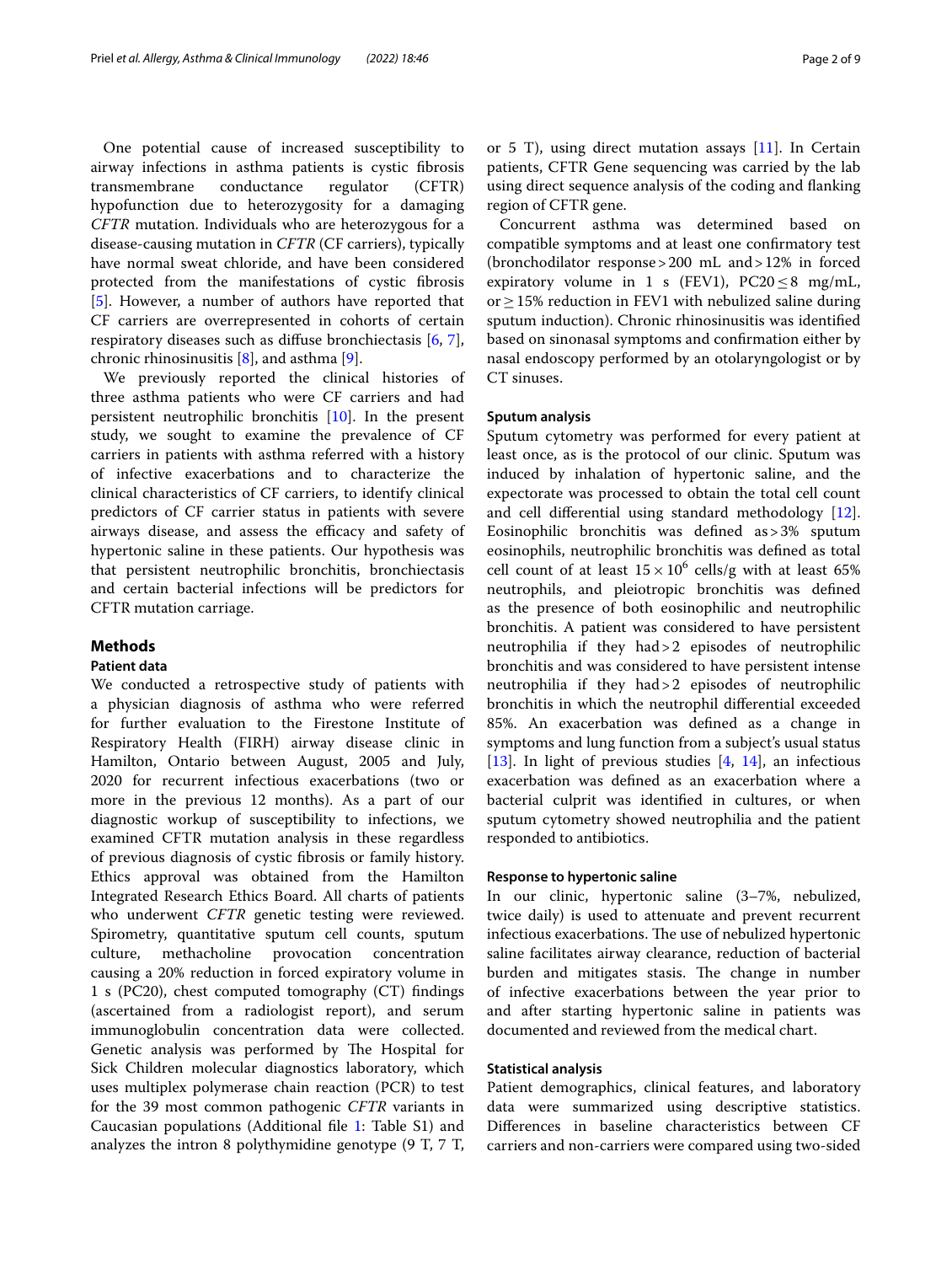One potential cause of increased susceptibility to airway infections in asthma patients is cystic fibrosis transmembrane conductance regulator (CFTR) hypofunction due to heterozygosity for a damaging *CFTR* mutation. Individuals who are heterozygous for a disease-causing mutation in *CFTR* (CF carriers), typically have normal sweat chloride, and have been considered protected from the manifestations of cystic fibrosis [5]. However, a number of authors have reported that CF carriers are overrepresented in cohorts of certain respiratory diseases such as diffuse bronchiectasis [6, 7], chronic rhinosinusitis [8], and asthma [9].

We previously reported the clinical histories of three asthma patients who were CF carriers and had persistent neutrophilic bronchitis [10]. In the present study, we sought to examine the prevalence of CF carriers in patients with asthma referred with a history of infective exacerbations and to characterize the clinical characteristics of CF carriers, to identify clinical predictors of CF carrier status in patients with severe airways disease, and assess the efficacy and safety of hypertonic saline in these patients. Our hypothesis was that persistent neutrophilic bronchitis, bronchiectasis and certain bacterial infections will be predictors for CFTR mutation carriage.

## Methods

### Patient data

We conducted a retrospective study of patients with a physician diagnosis of asthma who were referred for further evaluation to the Firestone Institute of Respiratory Health (FIRH) airway disease clinic in Hamilton, Ontario between August, 2005 and July, 2020 for recurrent infectious exacerbations (two or more in the previous 12 months). As a part of our diagnostic workup of susceptibility to infections, we examined CFTR mutation analysis in these regardless of previous diagnosis of cystic fibrosis or family history. Ethics approval was obtained from the Hamilton Integrated Research Ethics Board. All charts of patients who underwent *CFTR* genetic testing were reviewed. Spirometry, quantitative sputum cell counts, sputum culture, methacholine provocation concentration causing a 20% reduction in forced expiratory volume in 1 s (PC20), chest computed tomography (CT) findings (ascertained from a radiologist report), and serum immunoglobulin concentration data were collected. Genetic analysis was performed by The Hospital for Sick Children molecular diagnostics laboratory, which uses multiplex polymerase chain reaction (PCR) to test for the 39 most common pathogenic *CFTR* variants in Caucasian populations (Additional file 1: Table S1) and analyzes the intron 8 polythymidine genotype (9 T, 7 T, or 5 T), using direct mutation assays [11]. In Certain patients, CFTR Gene sequencing was carried by the lab using direct sequence analysis of the coding and flanking region of CFTR gene.

Concurrent asthma was determined based on compatible symptoms and at least one confirmatory test (bronchodilator response > 200 mL and > 12% in forced expiratory volume in 1 s (FEV1), PC20 ≤ 8 mg/mL, or ≥ 15% reduction in FEV1 with nebulized saline during sputum induction). Chronic rhinosinusitis was identified based on sinonasal symptoms and confirmation either by nasal endoscopy performed by an otolaryngologist or by CT sinuses.

### Sputum analysis

Sputum cytometry was performed for every patient at least once, as is the protocol of our clinic. Sputum was induced by inhalation of hypertonic saline, and the expectorate was processed to obtain the total cell count and cell differential using standard methodology [12]. Eosinophilic bronchitis was defined as > 3% sputum eosinophils, neutrophilic bronchitis was defined as total cell count of at least $15 \times 10^6$ cells/g with at least 65% neutrophils, and pleiotropic bronchitis was defined as the presence of both eosinophilic and neutrophilic bronchitis. A patient was considered to have persistent neutrophilia if they had > 2 episodes of neutrophilic bronchitis and was considered to have persistent intense neutrophilia if they had > 2 episodes of neutrophilic bronchitis in which the neutrophil differential exceeded 85%. An exacerbation was defined as a change in symptoms and lung function from a subject's usual status [13]. In light of previous studies [4, 14], an infectious exacerbation was defined as an exacerbation where a bacterial culprit was identified in cultures, or when sputum cytometry showed neutrophilia and the patient responded to antibiotics.

### Response to hypertonic saline

In our clinic, hypertonic saline (3–7%, nebulized, twice daily) is used to attenuate and prevent recurrent infectious exacerbations. The use of nebulized hypertonic saline facilitates airway clearance, reduction of bacterial burden and mitigates stasis. The change in number of infective exacerbations between the year prior to and after starting hypertonic saline in patients was documented and reviewed from the medical chart.

### Statistical analysis

Patient demographics, clinical features, and laboratory data were summarized using descriptive statistics. Differences in baseline characteristics between CF carriers and non-carriers were compared using two-sided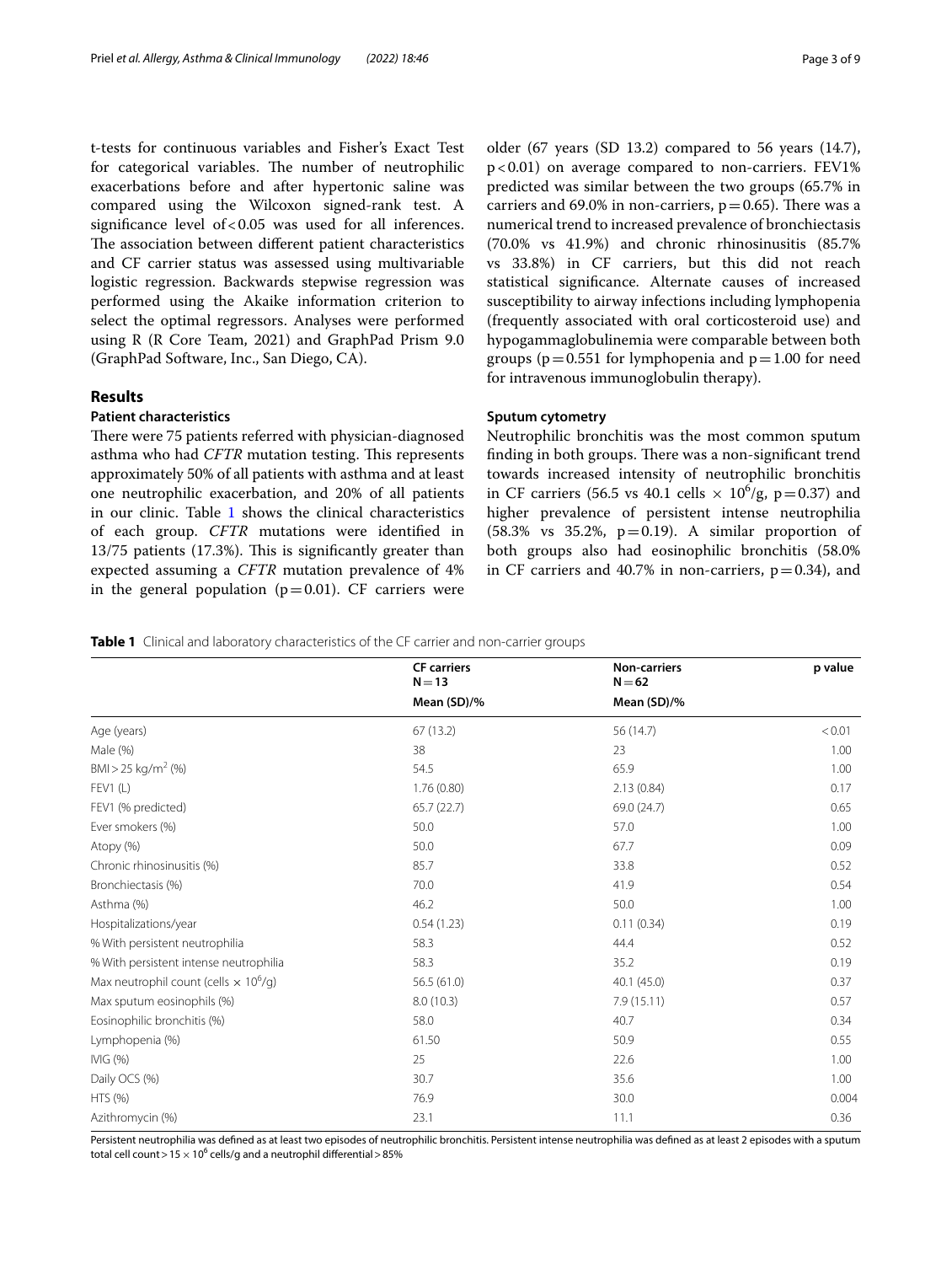t-tests for continuous variables and Fisher's Exact Test for categorical variables. The number of neutrophilic exacerbations before and after hypertonic saline was compared using the Wilcoxon signed-rank test. A significance level of $<0.05$ was used for all inferences. The association between different patient characteristics and CF carrier status was assessed using multivariable logistic regression. Backwards stepwise regression was performed using the Akaike information criterion to select the optimal regressors. Analyses were performed using R (R Core Team, 2021) and GraphPad Prism 9.0 (GraphPad Software, Inc., San Diego, CA).

## Results

### Patient characteristics

There were 75 patients referred with physician-diagnosed asthma who had *CFTR* mutation testing. This represents approximately 50% of all patients with asthma and at least one neutrophilic exacerbation, and 20% of all patients in our clinic. Table 1 shows the clinical characteristics of each group. *CFTR* mutations were identified in 13/75 patients (17.3%). This is significantly greater than expected assuming a *CFTR* mutation prevalence of 4% in the general population ($p=0.01$). CF carriers were older (67 years (SD 13.2) compared to 56 years (14.7), $p<0.01$) on average compared to non-carriers. FEV1% predicted was similar between the two groups (65.7% in carriers and 69.0% in non-carriers, $p=0.65$). There was a numerical trend to increased prevalence of bronchiectasis (70.0% vs 41.9%) and chronic rhinosinusitis (85.7% vs 33.8%) in CF carriers, but this did not reach statistical significance. Alternate causes of increased susceptibility to airway infections including lymphopenia (frequently associated with oral corticosteroid use) and hypogammaglobulinemia were comparable between both groups ($p=0.551$ for lymphopenia and $p=1.00$ for need for intravenous immunoglobulin therapy).

### Sputum cytometry

Neutrophilic bronchitis was the most common sputum finding in both groups. There was a non-significant trend towards increased intensity of neutrophilic bronchitis in CF carriers (56.5 vs 40.1 cells $\times$ $10^6$/g, $p=0.37$) and higher prevalence of persistent intense neutrophilia (58.3% vs 35.2%, $p=0.19$). A similar proportion of both groups also had eosinophilic bronchitis (58.0% in CF carriers and 40.7% in non-carriers, $p=0.34$), and

**Table 1** Clinical and laboratory characteristics of the CF carrier and non-carrier groups

| | CF carriers N = 13 | Non-carriers N = 62 | p value |
|---|---|---|---|
| | Mean (SD)/% | Mean (SD)/% | |
| Age (years) | 67 (13.2) | 56 (14.7) | < 0.01 |
| Male (%) | 38 | 23 | 1.00 |
| BMI > 25 kg/m$^2$ (%) | 54.5 | 65.9 | 1.00 |
| FEV1 (L) | 1.76 (0.80) | 2.13 (0.84) | 0.17 |
| FEV1 (% predicted) | 65.7 (22.7) | 69.0 (24.7) | 0.65 |
| Ever smokers (%) | 50.0 | 57.0 | 1.00 |
| Atopy (%) | 50.0 | 67.7 | 0.09 |
| Chronic rhinosinusitis (%) | 85.7 | 33.8 | 0.52 |
| Bronchiectasis (%) | 70.0 | 41.9 | 0.54 |
| Asthma (%) | 46.2 | 50.0 | 1.00 |
| Hospitalizations/year | 0.54 (1.23) | 0.11 (0.34) | 0.19 |
| % With persistent neutrophilia | 58.3 | 44.4 | 0.52 |
| % With persistent intense neutrophilia | 58.3 | 35.2 | 0.19 |
| Max neutrophil count (cells $\times$ $10^6$/g) | 56.5 (61.0) | 40.1 (45.0) | 0.37 |
| Max sputum eosinophils (%) | 8.0 (10.3) | 7.9 (15.11) | 0.57 |
| Eosinophilic bronchitis (%) | 58.0 | 40.7 | 0.34 |
| Lymphopenia (%) | 61.50 | 50.9 | 0.55 |
| IVIG (%) | 25 | 22.6 | 1.00 |
| Daily OCS (%) | 30.7 | 35.6 | 1.00 |
| HTS (%) | 76.9 | 30.0 | 0.004 |
| Azithromycin (%) | 23.1 | 11.1 | 0.36 |

Persistent neutrophilia was defined as at least two episodes of neutrophilic bronchitis. Persistent intense neutrophilia was defined as at least 2 episodes with a sputum total cell count > 15 $\times$ $10^6$ cells/g and a neutrophil differential > 85%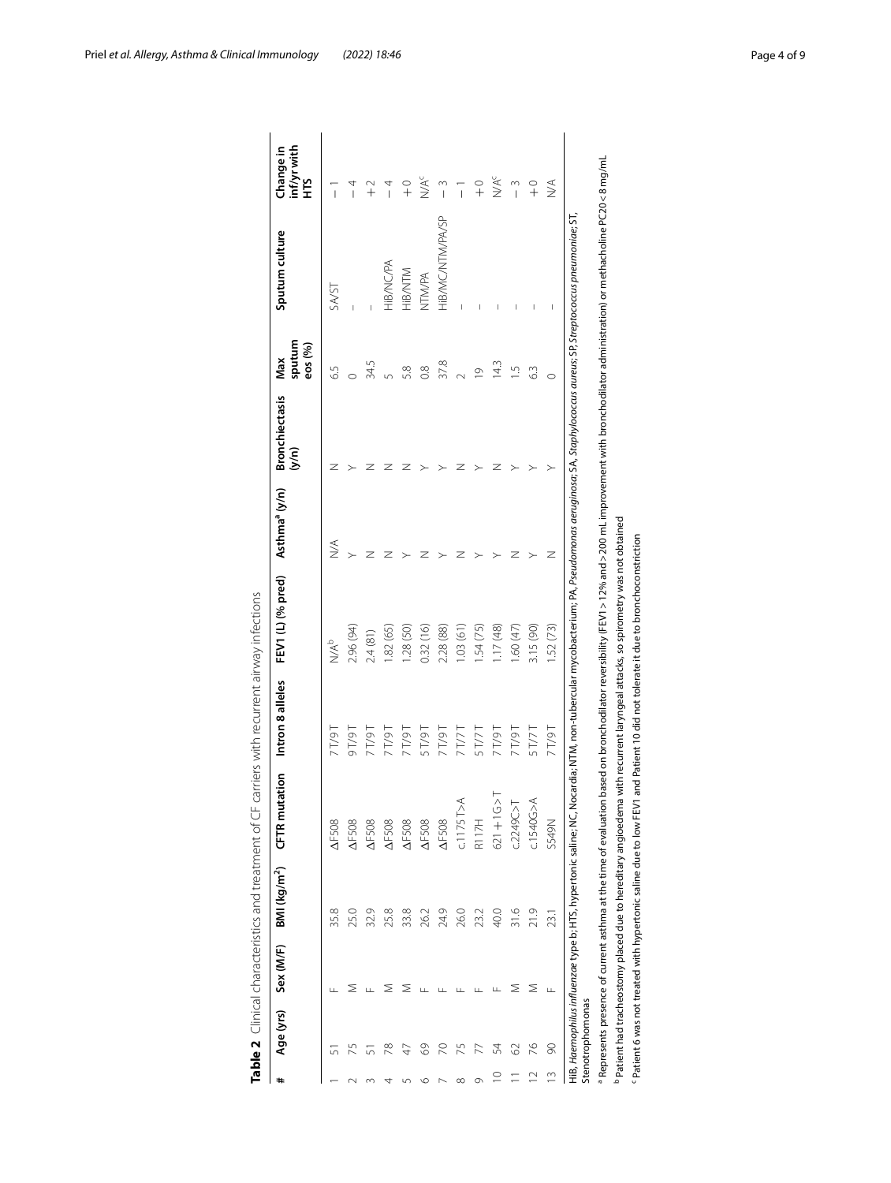**Table 2** Clinical characteristics and treatment of CF carriers with recurrent airway infections

| # | Age (yrs) | Sex (M/F) | BMI (kg/m$^2$) | CFTR mutation | Intron 8 alleles | FEV1 (L) (% pred) | Asthma[a] (y/n) | Bronchiectasis (y/n) | Max sputum eos (%) | Sputum culture | Change in inf/yr with HTS |
|---|---|---|---|---|---|---|---|---|---|---|---|
| 1 | 51 | F | 35.8 | ΔF508 | 7T/9T | N/A[b] | N/A | N | 6.5 | SA/ST | − 1 |
| 2 | 75 | M | 25.0 | ΔF508 | 9T/9T | 2.96 (94) | Y | Y | 0 | – | − 4 |
| 3 | 51 | F | 32.9 | ΔF508 | 7T/9T | 2.4 (81) | N | N | 34.5 | – | + 2 |
| 4 | 78 | M | 25.8 | ΔF508 | 7T/9T | 1.82 (65) | N | N | 5 | HiB/NC/PA | − 4 |
| 5 | 47 | M | 33.8 | ΔF508 | 7T/9T | 1.28 (50) | Y | N | 5.8 | HiB/NTM | + 0 |
| 6 | 69 | F | 26.2 | ΔF508 | 5T/9T | 0.32 (16) | N | Y | 0.8 | NTM/PA | N/A[c] |
| 7 | 70 | F | 24.9 | ΔF508 | 7T/9T | 2.28 (88) | Y | Y | 37.8 | HiB/MC/NTM/PA/SP | − 3 |
| 8 | 75 | F | 26.0 | c.1175T>A | 7T/7T | 1.03 (61) | N | N | 2 | – | − 1 |
| 9 | 77 | F | 23.2 | R117H | 5T/7T | 1.54 (75) | Y | Y | 19 | – | + 0 |
| 10 | 54 | F | 40.0 | 621 + 1G>T | 7T/9T | 1.17 (48) | Y | N | 14.3 | – | N/A[c] |
| 11 | 62 | M | 31.6 | c.2249C>T | 7T/9T | 1.60 (47) | N | Y | 1.5 | – | − 3 |
| 12 | 76 | M | 21.9 | c.1540G>A | 5T/7T | 3.15 (90) | Y | Y | 6.3 | – | + 0 |
| 13 | 90 | F | 23.1 | S549N | 7T/9T | 1.52 (73) | N | Y | 0 | – | N/A |

HiB, *Haemophilus influenzae* type b; HTS, hypertonic saline; NC, Nocardia; NTM, non-tubercular mycobacterium; PA, *Pseudomonas aeruginosa*; SA, *Staphylococcus aureus*; SP, *Streptococcus pneumoniae*; ST, Stenotrophomonas

[a] Represents presence of current asthma at the time of evaluation based on bronchodilator reversibility (FEV1 > 12% and > 200 mL improvement with bronchodilator administration) or methacholine PC20 < 8 mg/mL

[b] Patient had tracheostomy placed due to hereditary angioedema with recurrent laryngeal attacks, so spirometry was not obtained

[c] Patient 6 was not treated with hypertonic saline due to low FEV1 and Patient 10 did not tolerate it due to bronchoconstriction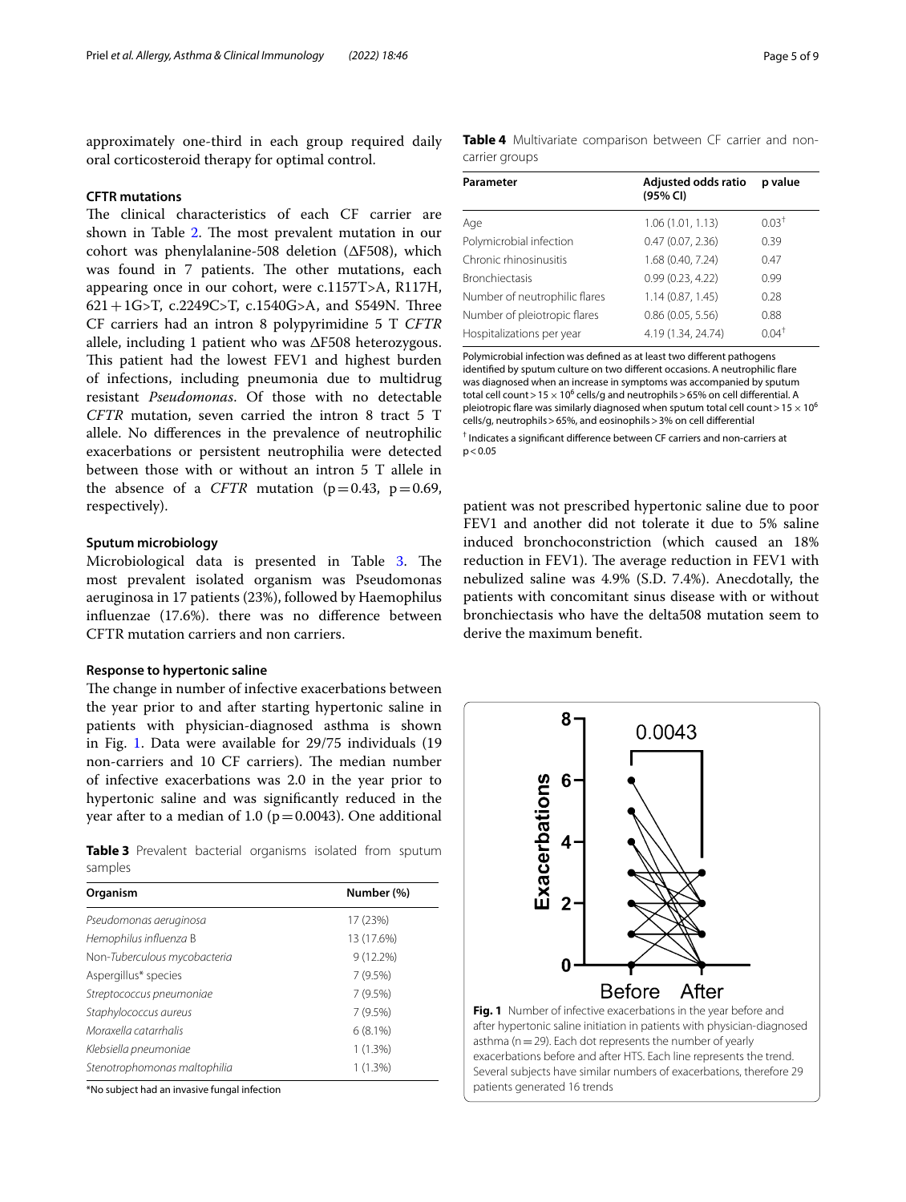approximately one-third in each group required daily oral corticosteroid therapy for optimal control.

### CFTR mutations

The clinical characteristics of each CF carrier are shown in Table 2. The most prevalent mutation in our cohort was phenylalanine-508 deletion (ΔF508), which was found in 7 patients. The other mutations, each appearing once in our cohort, were c.1157T>A, R117H, 621+1G>T, c.2249C>T, c.1540G>A, and S549N. Three CF carriers had an intron 8 polypyrimidine 5 T *CFTR* allele, including 1 patient who was ΔF508 heterozygous. This patient had the lowest FEV1 and highest burden of infections, including pneumonia due to multidrug resistant *Pseudomonas*. Of those with no detectable *CFTR* mutation, seven carried the intron 8 tract 5 T allele. No differences in the prevalence of neutrophilic exacerbations or persistent neutrophilia were detected between those with or without an intron 5 T allele in the absence of a *CFTR* mutation ($p=0.43$, $p=0.69$, respectively).

### Sputum microbiology

Microbiological data is presented in Table 3. The most prevalent isolated organism was Pseudomonas aeruginosa in 17 patients (23%), followed by Haemophilus influenzae (17.6%). there was no difference between CFTR mutation carriers and non carriers.

### Response to hypertonic saline

The change in number of infective exacerbations between the year prior to and after starting hypertonic saline in patients with physician-diagnosed asthma is shown in Fig. 1. Data were available for 29/75 individuals (19 non-carriers and 10 CF carriers). The median number of infective exacerbations was 2.0 in the year prior to hypertonic saline and was significantly reduced in the year after to a median of 1.0 ($p=0.0043$). One additional patient was not prescribed hypertonic saline due to poor FEV1 and another did not tolerate it due to 5% saline induced bronchoconstriction (which caused an 18% reduction in FEV1). The average reduction in FEV1 with nebulized saline was 4.9% (S.D. 7.4%). Anecdotally, the patients with concomitant sinus disease with or without bronchiectasis who have the delta508 mutation seem to derive the maximum benefit.

**Table 3** Prevalent bacterial organisms isolated from sputum samples

| Organism | Number (%) |
| --- | --- |
| *Pseudomonas aeruginosa* | 17 (23%) |
| *Hemophilus influenza* B | 13 (17.6%) |
| Non-*Tuberculous mycobacteria* | 9 (12.2%) |
| Aspergillus* species | 7 (9.5%) |
| *Streptococcus pneumoniae* | 7 (9.5%) |
| *Staphylococcus aureus* | 7 (9.5%) |
| *Moraxella catarrhalis* | 6 (8.1%) |
| *Klebsiella pneumoniae* | 1 (1.3%) |
| *Stenotrophomonas maltophilia* | 1 (1.3%) |

*No subject had an invasive fungal infection

**Table 4** Multivariate comparison between CF carrier and non-carrier groups

| Parameter | Adjusted odds ratio (95% CI) | p value |
| --- | --- | --- |
| Age | 1.06 (1.01, 1.13) | 0.03[†] |
| Polymicrobial infection | 0.47 (0.07, 2.36) | 0.39 |
| Chronic rhinosinusitis | 1.68 (0.40, 7.24) | 0.47 |
| Bronchiectasis | 0.99 (0.23, 4.22) | 0.99 |
| Number of neutrophilic flares | 1.14 (0.87, 1.45) | 0.28 |
| Number of pleiotropic flares | 0.86 (0.05, 5.56) | 0.88 |
| Hospitalizations per year | 4.19 (1.34, 24.74) | 0.04[†] |

Polymicrobial infection was defined as at least two different pathogens identified by sputum culture on two different occasions. A neutrophilic flare was diagnosed when an increase in symptoms was accompanied by sputum total cell count > $15 \times 10^6$ cells/g and neutrophils > 65% on cell differential. A pleiotropic flare was similarly diagnosed when sputum total cell count > $15 \times 10^6$ cells/g, neutrophils > 65%, and eosinophils > 3% on cell differential

[†] Indicates a significant difference between CF carriers and non-carriers at $p<0.05$

**Fig. 1** Number of infective exacerbations in the year before and after hypertonic saline initiation in patients with physician-diagnosed asthma ($n=29$). Each dot represents the number of yearly exacerbations before and after HTS. Each line represents the trend. Several subjects have similar numbers of exacerbations, therefore 29 patients generated 16 trends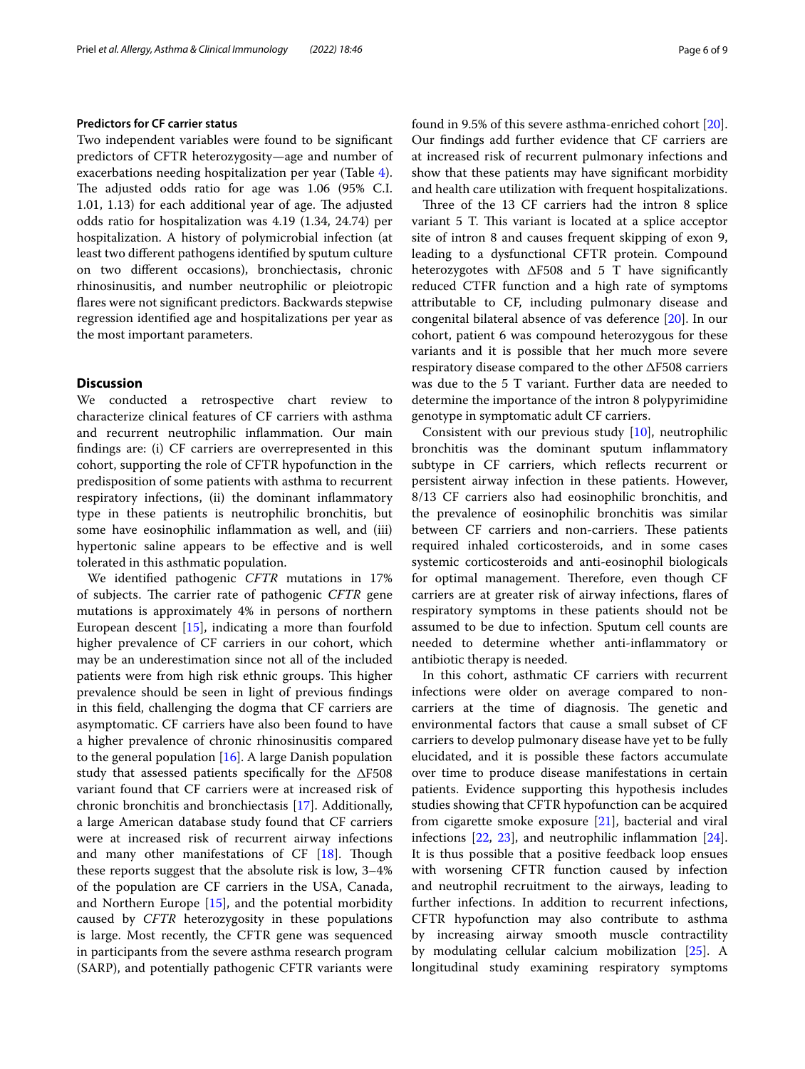### Predictors for CF carrier status

Two independent variables were found to be significant predictors of CFTR heterozygosity—age and number of exacerbations needing hospitalization per year (Table 4). The adjusted odds ratio for age was 1.06 (95% C.I. 1.01, 1.13) for each additional year of age. The adjusted odds ratio for hospitalization was 4.19 (1.34, 24.74) per hospitalization. A history of polymicrobial infection (at least two different pathogens identified by sputum culture on two different occasions), bronchiectasis, chronic rhinosinusitis, and number neutrophilic or pleiotropic flares were not significant predictors. Backwards stepwise regression identified age and hospitalizations per year as the most important parameters.

## Discussion

We conducted a retrospective chart review to characterize clinical features of CF carriers with asthma and recurrent neutrophilic inflammation. Our main findings are: (i) CF carriers are overrepresented in this cohort, supporting the role of CFTR hypofunction in the predisposition of some patients with asthma to recurrent respiratory infections, (ii) the dominant inflammatory type in these patients is neutrophilic bronchitis, but some have eosinophilic inflammation as well, and (iii) hypertonic saline appears to be effective and is well tolerated in this asthmatic population.

We identified pathogenic *CFTR* mutations in 17% of subjects. The carrier rate of pathogenic *CFTR* gene mutations is approximately 4% in persons of northern European descent [15], indicating a more than fourfold higher prevalence of CF carriers in our cohort, which may be an underestimation since not all of the included patients were from high risk ethnic groups. This higher prevalence should be seen in light of previous findings in this field, challenging the dogma that CF carriers are asymptomatic. CF carriers have also been found to have a higher prevalence of chronic rhinosinusitis compared to the general population [16]. A large Danish population study that assessed patients specifically for the ΔF508 variant found that CF carriers were at increased risk of chronic bronchitis and bronchiectasis [17]. Additionally, a large American database study found that CF carriers were at increased risk of recurrent airway infections and many other manifestations of CF [18]. Though these reports suggest that the absolute risk is low, 3–4% of the population are CF carriers in the USA, Canada, and Northern Europe [15], and the potential morbidity caused by *CFTR* heterozygosity in these populations is large. Most recently, the CFTR gene was sequenced in participants from the severe asthma research program (SARP), and potentially pathogenic CFTR variants were found in 9.5% of this severe asthma-enriched cohort [20]. Our findings add further evidence that CF carriers are at increased risk of recurrent pulmonary infections and show that these patients may have significant morbidity and health care utilization with frequent hospitalizations.

Three of the 13 CF carriers had the intron 8 splice variant 5 T. This variant is located at a splice acceptor site of intron 8 and causes frequent skipping of exon 9, leading to a dysfunctional CFTR protein. Compound heterozygotes with ΔF508 and 5 T have significantly reduced CTFR function and a high rate of symptoms attributable to CF, including pulmonary disease and congenital bilateral absence of vas deference [20]. In our cohort, patient 6 was compound heterozygous for these variants and it is possible that her much more severe respiratory disease compared to the other ΔF508 carriers was due to the 5 T variant. Further data are needed to determine the importance of the intron 8 polypyrimidine genotype in symptomatic adult CF carriers.

Consistent with our previous study [10], neutrophilic bronchitis was the dominant sputum inflammatory subtype in CF carriers, which reflects recurrent or persistent airway infection in these patients. However, 8/13 CF carriers also had eosinophilic bronchitis, and the prevalence of eosinophilic bronchitis was similar between CF carriers and non-carriers. These patients required inhaled corticosteroids, and in some cases systemic corticosteroids and anti-eosinophil biologicals for optimal management. Therefore, even though CF carriers are at greater risk of airway infections, flares of respiratory symptoms in these patients should not be assumed to be due to infection. Sputum cell counts are needed to determine whether anti-inflammatory or antibiotic therapy is needed.

In this cohort, asthmatic CF carriers with recurrent infections were older on average compared to non-carriers at the time of diagnosis. The genetic and environmental factors that cause a small subset of CF carriers to develop pulmonary disease have yet to be fully elucidated, and it is possible these factors accumulate over time to produce disease manifestations in certain patients. Evidence supporting this hypothesis includes studies showing that CFTR hypofunction can be acquired from cigarette smoke exposure [21], bacterial and viral infections [22, 23], and neutrophilic inflammation [24]. It is thus possible that a positive feedback loop ensues with worsening CFTR function caused by infection and neutrophil recruitment to the airways, leading to further infections. In addition to recurrent infections, CFTR hypofunction may also contribute to asthma by increasing airway smooth muscle contractility by modulating cellular calcium mobilization [25]. A longitudinal study examining respiratory symptoms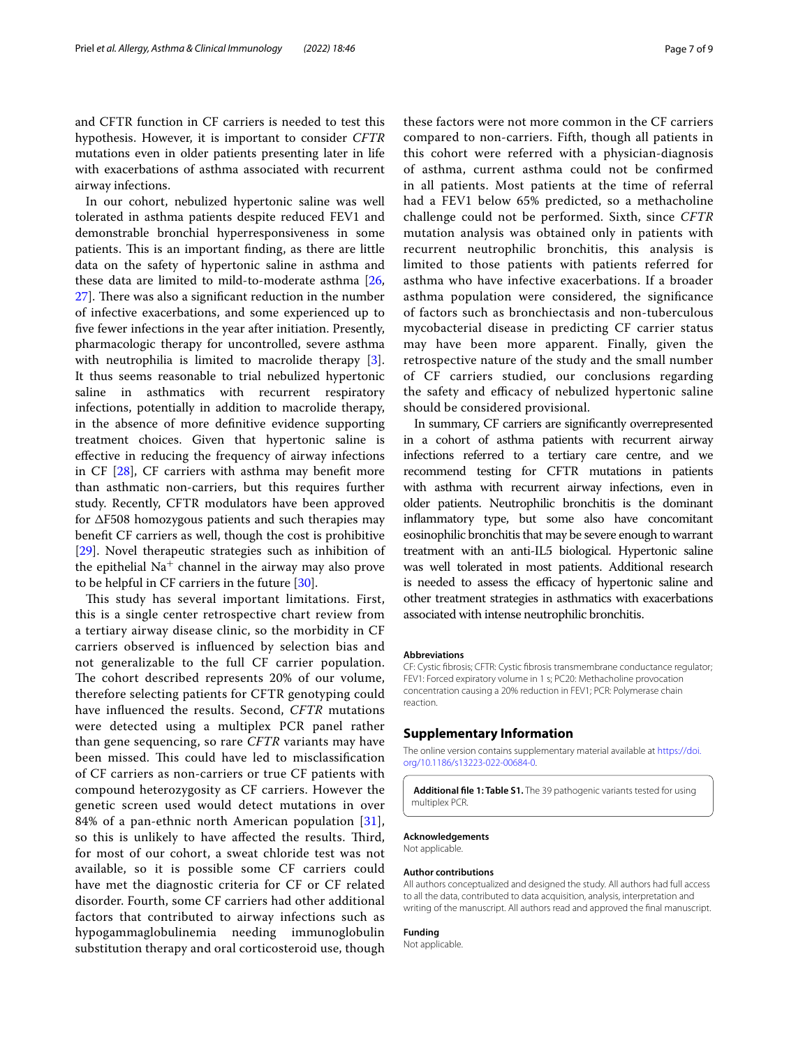and CFTR function in CF carriers is needed to test this hypothesis. However, it is important to consider *CFTR* mutations even in older patients presenting later in life with exacerbations of asthma associated with recurrent airway infections.

In our cohort, nebulized hypertonic saline was well tolerated in asthma patients despite reduced FEV1 and demonstrable bronchial hyperresponsiveness in some patients. This is an important finding, as there are little data on the safety of hypertonic saline in asthma and these data are limited to mild-to-moderate asthma [26, 27]. There was also a significant reduction in the number of infective exacerbations, and some experienced up to five fewer infections in the year after initiation. Presently, pharmacologic therapy for uncontrolled, severe asthma with neutrophilia is limited to macrolide therapy [3]. It thus seems reasonable to trial nebulized hypertonic saline in asthmatics with recurrent respiratory infections, potentially in addition to macrolide therapy, in the absence of more definitive evidence supporting treatment choices. Given that hypertonic saline is effective in reducing the frequency of airway infections in CF [28], CF carriers with asthma may benefit more than asthmatic non-carriers, but this requires further study. Recently, CFTR modulators have been approved for ΔF508 homozygous patients and such therapies may benefit CF carriers as well, though the cost is prohibitive [29]. Novel therapeutic strategies such as inhibition of the epithelial $Na^+$ channel in the airway may also prove to be helpful in CF carriers in the future [30].

This study has several important limitations. First, this is a single center retrospective chart review from a tertiary airway disease clinic, so the morbidity in CF carriers observed is influenced by selection bias and not generalizable to the full CF carrier population. The cohort described represents 20% of our volume, therefore selecting patients for CFTR genotyping could have influenced the results. Second, *CFTR* mutations were detected using a multiplex PCR panel rather than gene sequencing, so rare *CFTR* variants may have been missed. This could have led to misclassification of CF carriers as non-carriers or true CF patients with compound heterozygosity as CF carriers. However the genetic screen used would detect mutations in over 84% of a pan-ethnic north American population [31], so this is unlikely to have affected the results. Third, for most of our cohort, a sweat chloride test was not available, so it is possible some CF carriers could have met the diagnostic criteria for CF or CF related disorder. Fourth, some CF carriers had other additional factors that contributed to airway infections such as hypogammaglobulinemia needing immunoglobulin substitution therapy and oral corticosteroid use, though these factors were not more common in the CF carriers compared to non-carriers. Fifth, though all patients in this cohort were referred with a physician-diagnosis of asthma, current asthma could not be confirmed in all patients. Most patients at the time of referral had a FEV1 below 65% predicted, so a methacholine challenge could not be performed. Sixth, since *CFTR* mutation analysis was obtained only in patients with recurrent neutrophilic bronchitis, this analysis is limited to those patients with patients referred for asthma who have infective exacerbations. If a broader asthma population were considered, the significance of factors such as bronchiectasis and non-tuberculous mycobacterial disease in predicting CF carrier status may have been more apparent. Finally, given the retrospective nature of the study and the small number of CF carriers studied, our conclusions regarding the safety and efficacy of nebulized hypertonic saline should be considered provisional.

In summary, CF carriers are significantly overrepresented in a cohort of asthma patients with recurrent airway infections referred to a tertiary care centre, and we recommend testing for CFTR mutations in patients with asthma with recurrent airway infections, even in older patients. Neutrophilic bronchitis is the dominant inflammatory type, but some also have concomitant eosinophilic bronchitis that may be severe enough to warrant treatment with an anti-IL5 biological. Hypertonic saline was well tolerated in most patients. Additional research is needed to assess the efficacy of hypertonic saline and other treatment strategies in asthmatics with exacerbations associated with intense neutrophilic bronchitis.

#### Abbreviations

CF: Cystic fibrosis; CFTR: Cystic fibrosis transmembrane conductance regulator; FEV1: Forced expiratory volume in 1 s; PC20: Methacholine provocation concentration causing a 20% reduction in FEV1; PCR: Polymerase chain reaction.

## Supplementary Information

The online version contains supplementary material available at https://doi.org/10.1186/s13223-022-00684-0.

**Additional file 1: Table S1.** The 39 pathogenic variants tested for using multiplex PCR.

#### Acknowledgements

Not applicable.

#### Author contributions

All authors conceptualized and designed the study. All authors had full access to all the data, contributed to data acquisition, analysis, interpretation and writing of the manuscript. All authors read and approved the final manuscript.

#### Funding

Not applicable.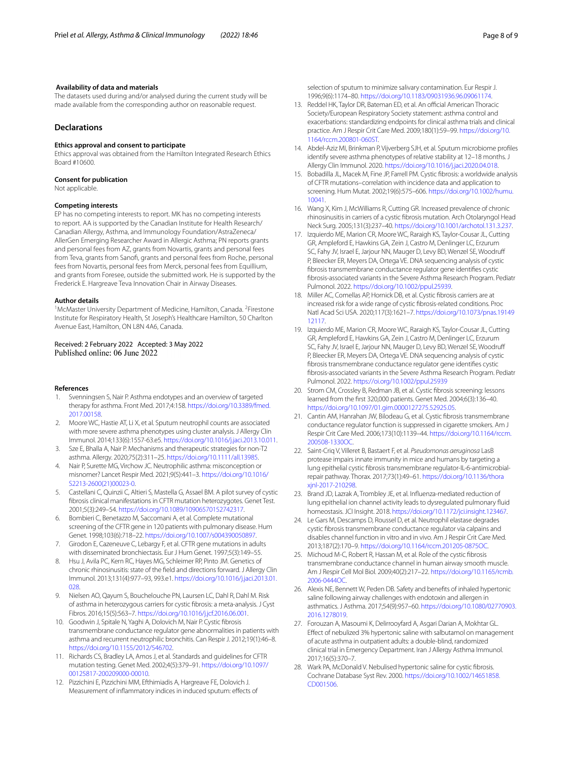**Availability of data and materials**

The datasets used during and/or analysed during the current study will be made available from the corresponding author on reasonable request.

## Declarations

### Ethics approval and consent to participate

Ethics approval was obtained from the Hamilton Integrated Research Ethics Board #10600.

### Consent for publication

Not applicable.

### Competing interests

EP has no competing interests to report. MK has no competing interests to report. AA is supported by the Canadian Institute for Health Research/Canadian Allergy, Asthma, and Immunology Foundation/AstraZeneca/AllerGen Emerging Researcher Award in Allergic Asthma; PN reports grants and personal fees from AZ, grants from Novartis, grants and personal fees from Teva, grants from Sanofi, grants and personal fees from Roche, personal fees from Novartis, personal fees from Merck, personal fees from Equillium, and grants from Foresee, outside the submitted work. He is supported by the Frederick E. Hargreave Teva Innovation Chair in Airway Diseases.

### Author details

[1]McMaster University Department of Medicine, Hamilton, Canada. [2]Firestone Institute for Respiratory Health, St Joseph's Healthcare Hamilton, 50 Charlton Avenue East, Hamilton, ON L8N 4A6, Canada.

Received: 2 February 2022 Accepted: 3 May 2022
Published online: 06 June 2022

## References

1. Svenningsen S, Nair P. Asthma endotypes and an overview of targeted therapy for asthma. Front Med. 2017;4:158. https://doi.org/10.3389/fmed.2017.00158.
2. Moore WC, Hastie AT, Li X, et al. Sputum neutrophil counts are associated with more severe asthma phenotypes using cluster analysis. J Allergy Clin Immunol. 2014;133(6):1557-63.e5. https://doi.org/10.1016/j.jaci.2013.10.011.
3. Sze E, Bhalla A, Nair P. Mechanisms and therapeutic strategies for non-T2 asthma. Allergy. 2020;75(2):311–25. https://doi.org/10.1111/all.13985.
4. Nair P, Surette MG, Virchow JC. Neutrophilic asthma: misconception or misnomer? Lancet Respir Med. 2021;9(5):441–3. https://doi.org/10.1016/S2213-2600(21)00023-0.
5. Castellani C, Quinzii C, Altieri S, Mastella G, Assael BM. A pilot survey of cystic fibrosis clinical manifestations in CFTR mutation heterozygotes. Genet Test. 2001;5(3):249–54. https://doi.org/10.1089/10906570152742317.
6. Bombieri C, Benetazzo M, Saccomani A, et al. Complete mutational screening of the CFTR gene in 120 patients with pulmonary disease. Hum Genet. 1998;103(6):718–22. https://doi.org/10.1007/s004390050897.
7. Girodon E, Cazeneuve C, Lebargy F, et al. CFTR gene mutations in adults with disseminated bronchiectasis. Eur J Hum Genet. 1997;5(3):149–55.
8. Hsu J, Avila PC, Kern RC, Hayes MG, Schleimer RP, Pinto JM. Genetics of chronic rhinosinusitis: state of the field and directions forward. J Allergy Clin Immunol. 2013;131(4):977–93, 993.e1. https://doi.org/10.1016/j.jaci.2013.01.028.
9. Nielsen AO, Qayum S, Bouchelouche PN, Laursen LC, Dahl R, Dahl M. Risk of asthma in heterozygous carriers for cystic fibrosis: a meta-analysis. J Cyst Fibros. 2016;15(5):563–7. https://doi.org/10.1016/j.jcf.2016.06.001.
10. Goodwin J, Spitale N, Yaghi A, Dolovich M, Nair P. Cystic fibrosis transmembrane conductance regulator gene abnormalities in patients with asthma and recurrent neutrophilic bronchitis. Can Respir J. 2012;19(1):46–8. https://doi.org/10.1155/2012/546702.
11. Richards CS, Bradley LA, Amos J, et al. Standards and guidelines for CFTR mutation testing. Genet Med. 2002;4(5):379–91. https://doi.org/10.1097/00125817-200209000-00010.
12. Pizzichini E, Pizzichini MM, Efthimiadis A, Hargreave FE, Dolovich J. Measurement of inflammatory indices in induced sputum: effects of selection of sputum to minimize salivary contamination. Eur Respir J. 1996;9(6):1174–80. https://doi.org/10.1183/09031936.96.09061174.
13. Reddel HK, Taylor DR, Bateman ED, et al. An official American Thoracic Society/European Respiratory Society statement: asthma control and exacerbations: standardizing endpoints for clinical asthma trials and clinical practice. Am J Respir Crit Care Med. 2009;180(1):59–99. https://doi.org/10.1164/rccm.200801-060ST.
14. Abdel-Aziz MI, Brinkman P, Vijverberg SJH, et al. Sputum microbiome profiles identify severe asthma phenotypes of relative stability at 12–18 months. J Allergy Clin Immunol. 2020. https://doi.org/10.1016/j.jaci.2020.04.018.
15. Bobadilla JL, Macek M, Fine JP, Farrell PM. Cystic fibrosis: a worldwide analysis of CFTR mutations–correlation with incidence data and application to screening. Hum Mutat. 2002;19(6):575–606. https://doi.org/10.1002/humu.10041.
16. Wang X, Kim J, McWilliams R, Cutting GR. Increased prevalence of chronic rhinosinusitis in carriers of a cystic fibrosis mutation. Arch Otolaryngol Head Neck Surg. 2005;131(3):237–40. https://doi.org/10.1001/archotol.131.3.237.
17. Izquierdo ME, Marion CR, Moore WC, Raraigh KS, Taylor-Cousar JL, Cutting GR, Ampleford E, Hawkins GA, Zein J, Castro M, Denlinger LC, Erzurum SC, Fahy JV, Israel E, Jarjour NN, Mauger D, Levy BD, Wenzel SE, Woodruff P, Bleecker ER, Meyers DA, Ortega VE. DNA sequencing analysis of cystic fibrosis transmembrane conductance regulator gene identifies cystic fibrosis-associated variants in the Severe Asthma Research Program. Pediatr Pulmonol. 2022. https://doi.org/10.1002/ppul.25939.
18. Miller AC, Comellas AP, Hornick DB, et al. Cystic fibrosis carriers are at increased risk for a wide range of cystic fibrosis-related conditions. Proc Natl Acad Sci USA. 2020;117(3):1621–7. https://doi.org/10.1073/pnas.1914912117.
19. Izquierdo ME, Marion CR, Moore WC, Raraigh KS, Taylor-Cousar JL, Cutting GR, Ampleford E, Hawkins GA, Zein J, Castro M, Denlinger LC, Erzurum SC, Fahy JV, Israel E, Jarjour NN, Mauger D, Levy BD, Wenzel SE, Woodruff P, Bleecker ER, Meyers DA, Ortega VE. DNA sequencing analysis of cystic fibrosis transmembrane conductance regulator gene identifies cystic fibrosis-associated variants in the Severe Asthma Research Program. Pediatr Pulmonol. 2022. https://oi.org/10.1002/ppul.25939
20. Strom CM, Crossley B, Redman JB, et al. Cystic fibrosis screening: lessons learned from the first 320,000 patients. Genet Med. 2004;6(3):136–40. https://doi.org/10.1097/01.gim.0000127275.52925.05.
21. Cantin AM, Hanrahan JW, Bilodeau G, et al. Cystic fibrosis transmembrane conductance regulator function is suppressed in cigarette smokers. Am J Respir Crit Care Med. 2006;173(10):1139–44. https://doi.org/10.1164/rccm.200508-1330OC.
22. Saint-Criq V, Villeret B, Bastaert F, et al. *Pseudomonas aeruginosa* LasB protease impairs innate immunity in mice and humans by targeting a lung epithelial cystic fibrosis transmembrane regulator-IL-6-antimicrobial-repair pathway. Thorax. 2017;73(1):49–61. https://doi.org/10.1136/thoraxjnl-2017-210298.
23. Brand JD, Lazrak A, Trombley JE, et al. Influenza-mediated reduction of lung epithelial ion channel activity leads to dysregulated pulmonary fluid homeostasis. JCI Insight. 2018. https://doi.org/10.1172/jci.insight.123467.
24. Le Gars M, Descamps D, Roussel D, et al. Neutrophil elastase degrades cystic fibrosis transmembrane conductance regulator via calpains and disables channel function in vitro and in vivo. Am J Respir Crit Care Med. 2013;187(2):170–9. https://doi.org/10.1164/rccm.201205-0875OC.
25. Michoud M-C, Robert R, Hassan M, et al. Role of the cystic fibrosis transmembrane conductance channel in human airway smooth muscle. Am J Respir Cell Mol Biol. 2009;40(2):217–22. https://doi.org/10.1165/rcmb.2006-0444OC.
26. Alexis NE, Bennett W, Peden DB. Safety and benefits of inhaled hypertonic saline following airway challenges with endotoxin and allergen in asthmatics. J Asthma. 2017;54(9):957–60. https://doi.org/10.1080/02770903.2016.1278019.
27. Forouzan A, Masoumi K, Delirrooyfard A, Asgari Darian A, Mokhtar GL. Effect of nebulized 3% hypertonic saline with salbutamol on management of acute asthma in outpatient adults: a double-blind, randomized clinical trial in Emergency Department. Iran J Allergy Asthma Immunol. 2017;16(5):370–7.
28. Wark PA, McDonald V. Nebulised hypertonic saline for cystic fibrosis. Cochrane Database Syst Rev. 2000. https://doi.org/10.1002/14651858.CD001506.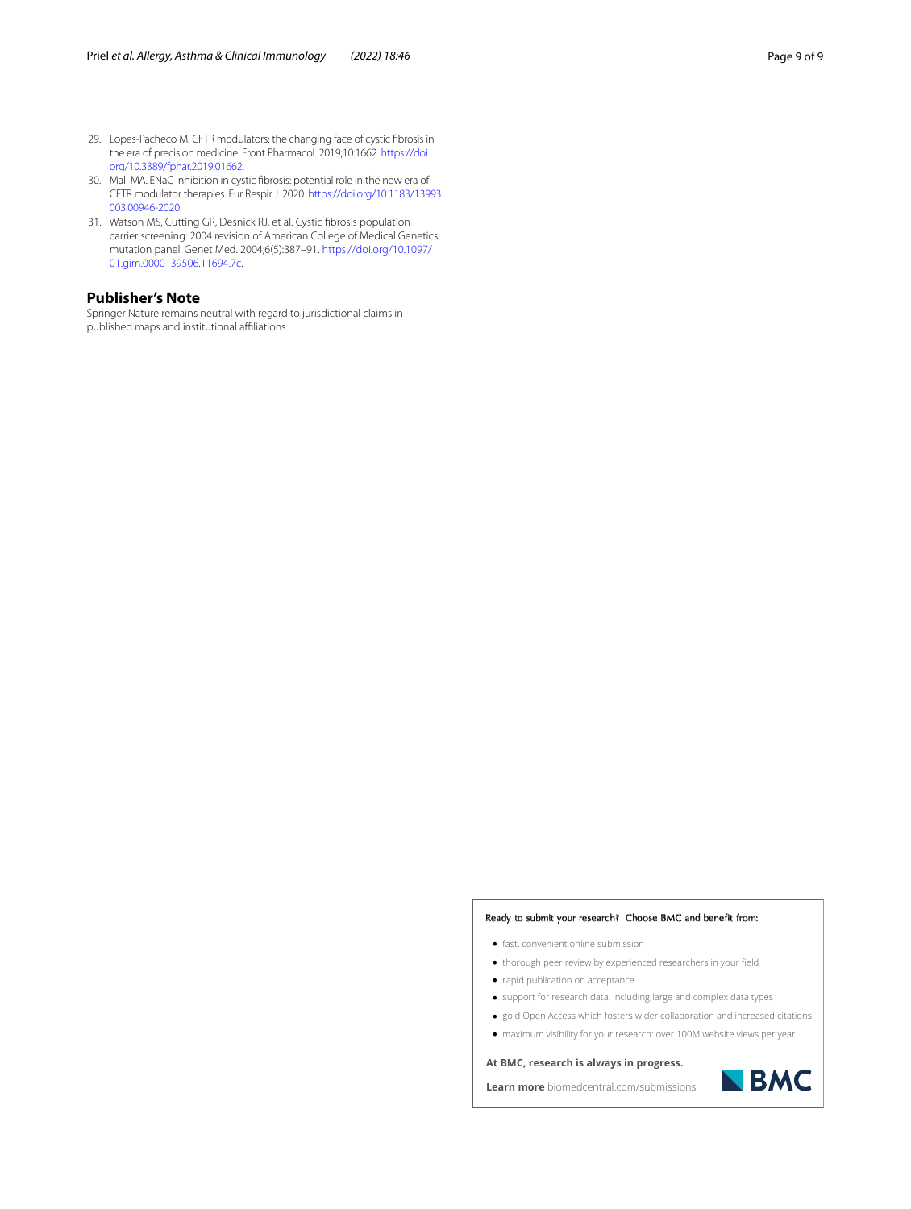29. Lopes-Pacheco M. CFTR modulators: the changing face of cystic fibrosis in the era of precision medicine. Front Pharmacol. 2019;10:1662. https://doi.org/10.3389/fphar.2019.01662.
30. Mall MA. ENaC inhibition in cystic fibrosis: potential role in the new era of CFTR modulator therapies. Eur Respir J. 2020. https://doi.org/10.1183/13993003.00946-2020.
31. Watson MS, Cutting GR, Desnick RJ, et al. Cystic fibrosis population carrier screening: 2004 revision of American College of Medical Genetics mutation panel. Genet Med. 2004;6(5):387–91. https://doi.org/10.1097/01.gim.0000139506.11694.7c.

## Publisher's Note

Springer Nature remains neutral with regard to jurisdictional claims in published maps and institutional affiliations.

Ready to submit your research? Choose BMC and benefit from:

- fast, convenient online submission
- thorough peer review by experienced researchers in your field
- rapid publication on acceptance
- support for research data, including large and complex data types
- gold Open Access which fosters wider collaboration and increased citations
- maximum visibility for your research: over 100M website views per year

**At BMC, research is always in progress.**

**Learn more** biomedcentral.com/submissions

BMC